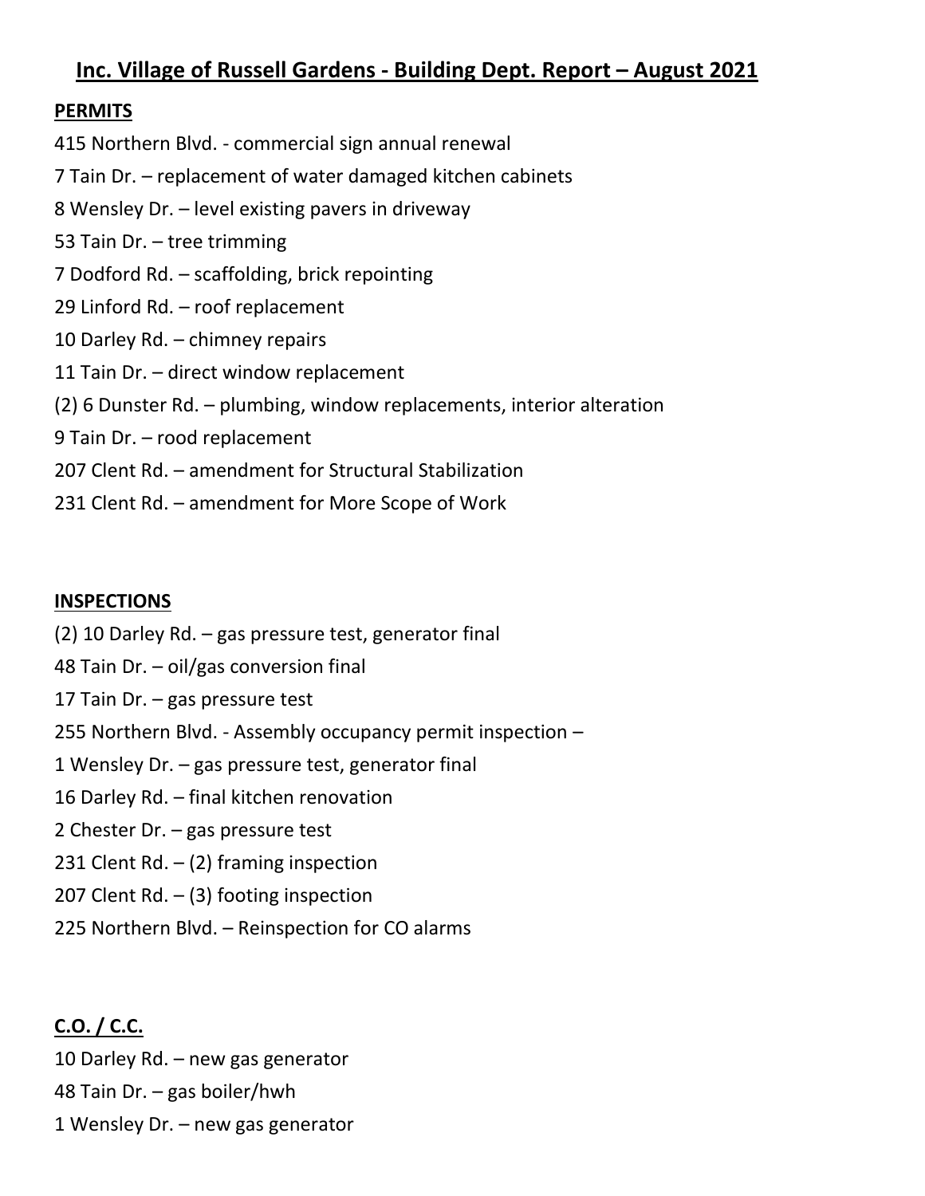# Inc. Village of Russell Gardens - Building Dept. Report – August 2021

## PERMITS

415 Northern Blvd. - commercial sign annual renewal

7 Tain Dr. – replacement of water damaged kitchen cabinets

8 Wensley Dr. – level existing pavers in driveway

53 Tain Dr. – tree trimming

7 Dodford Rd. – scaffolding, brick repointing

29 Linford Rd. – roof replacement

10 Darley Rd. – chimney repairs

11 Tain Dr. – direct window replacement

(2) 6 Dunster Rd. – plumbing, window replacements, interior alteration

9 Tain Dr. – rood replacement

207 Clent Rd. – amendment for Structural Stabilization

231 Clent Rd. – amendment for More Scope of Work

## INSPECTIONS

(2) 10 Darley Rd. – gas pressure test, generator final

48 Tain Dr. – oil/gas conversion final

17 Tain Dr. – gas pressure test

255 Northern Blvd. - Assembly occupancy permit inspection –

1 Wensley Dr. – gas pressure test, generator final

16 Darley Rd. – final kitchen renovation

2 Chester Dr. – gas pressure test

231 Clent Rd. – (2) framing inspection

207 Clent Rd. – (3) footing inspection

225 Northern Blvd. – Reinspection for CO alarms

## C.O. / C.C.

10 Darley Rd. – new gas generator

48 Tain Dr. – gas boiler/hwh

1 Wensley Dr. – new gas generator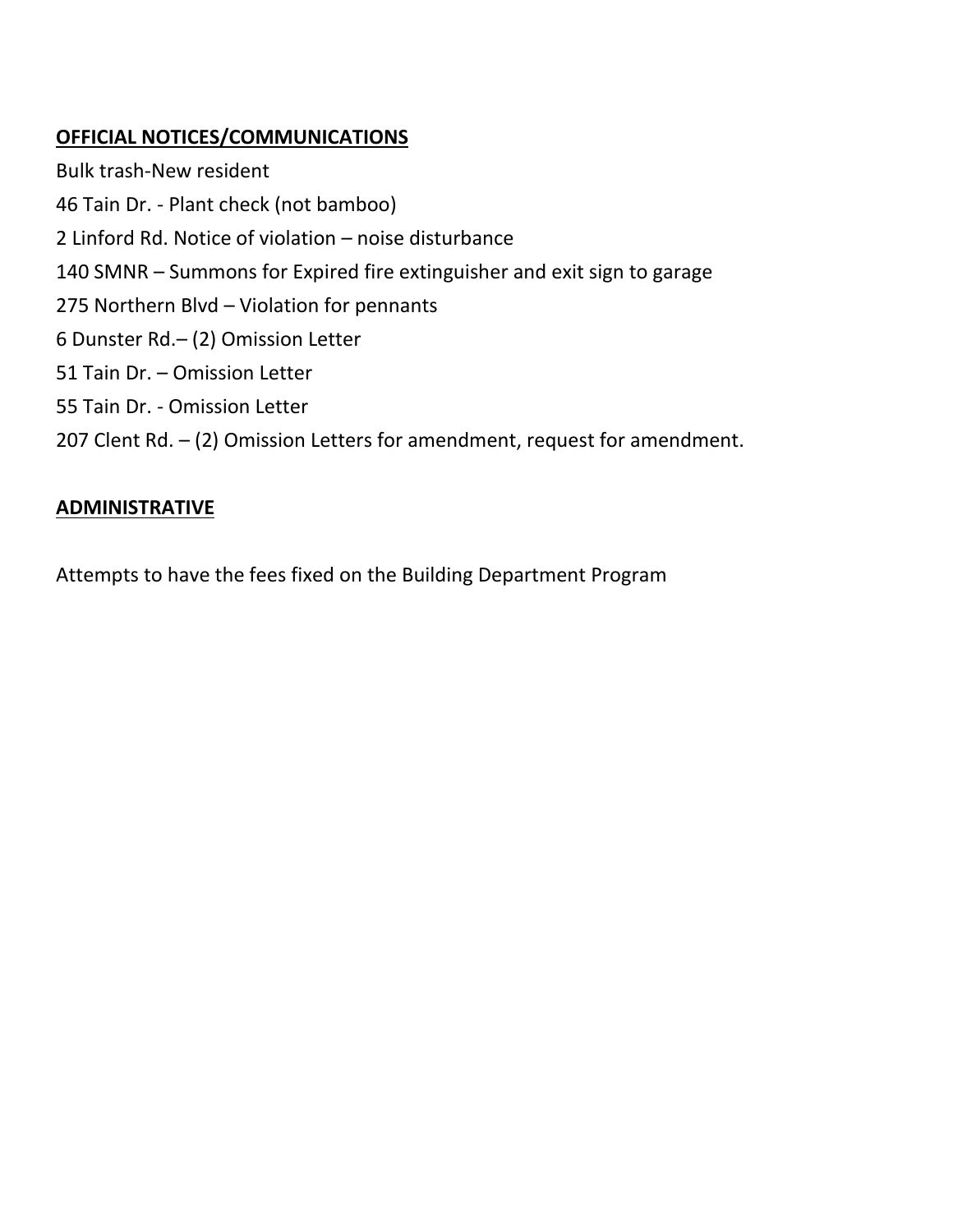**<u>OFFICIAL NOTICES/COMMUNICATIONS</u>**

Bulk trash-New resident

46 Tain Dr. - Plant check (not bamboo)

2 Linford Rd. Notice of violation – noise disturbance

140 SMNR – Summons for Expired fire extinguisher and exit sign to garage

275 Northern Blvd – Violation for pennants

6 Dunster Rd.– (2) Omission Letter

51 Tain Dr. – Omission Letter

55 Tain Dr. - Omission Letter

207 Clent Rd. – (2) Omission Letters for amendment, request for amendment.

**<u>ADMINISTRATIVE</u>**

Attempts to have the fees fixed on the Building Department Program